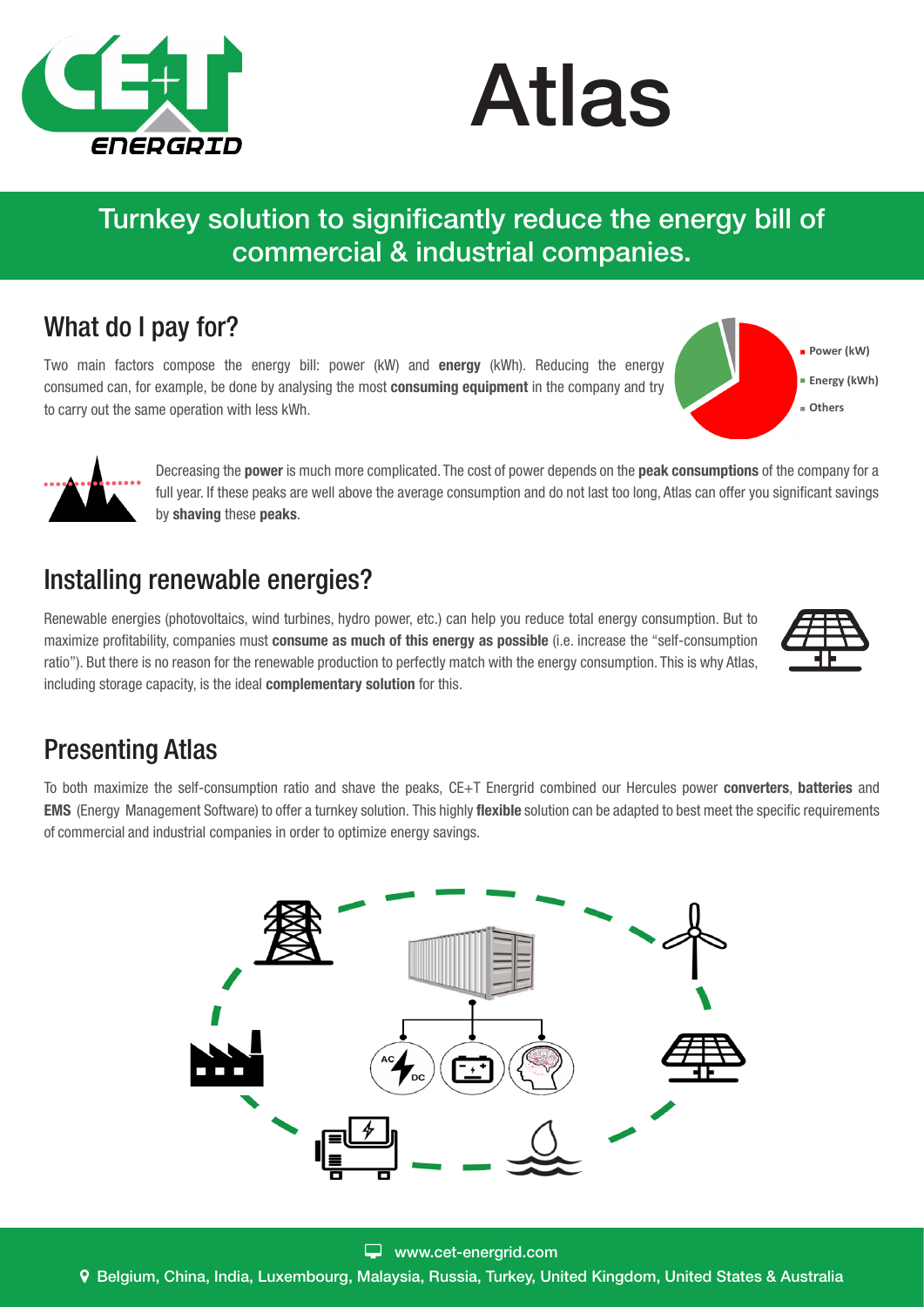# Atlas

## Turnkey solution to significantly reduce the energy bill of commercial & industrial companies.

## What do I pay for?

Two main factors compose the energy bill: power (kW) and **energy** (kWh). Reducing the energy consumed can, for example, be done by analysing the most **consuming equipment** in the company and try to carry out the same operation with less kWh.

- Power (kW)
- Energy (kWh)
- Others

Decreasing the **power** is much more complicated. The cost of power depends on the **peak consumptions** of the company for a full year. If these peaks are well above the average consumption and do not last too long, Atlas can offer you significant savings by **shaving** these **peaks**.

## Installing renewable energies?

Renewable energies (photovoltaics, wind turbines, hydro power, etc.) can help you reduce total energy consumption. But to maximize profitability, companies must **consume as much of this energy as possible** (i.e. increase the "self-consumption ratio"). But there is no reason for the renewable production to perfectly match with the energy consumption. This is why Atlas, including storage capacity, is the ideal **complementary solution** for this.

## Presenting Atlas

To both maximize the self-consumption ratio and shave the peaks, CE+T Energrid combined our Hercules power **converters**, **batteries** and **EMS** (Energy Management Software) to offer a turnkey solution. This highly **flexible** solution can be adapted to best meet the specific requirements of commercial and industrial companies in order to optimize energy savings.

www.cet-energrid.com

Belgium, China, India, Luxembourg, Malaysia, Russia, Turkey, United Kingdom, United States & Australia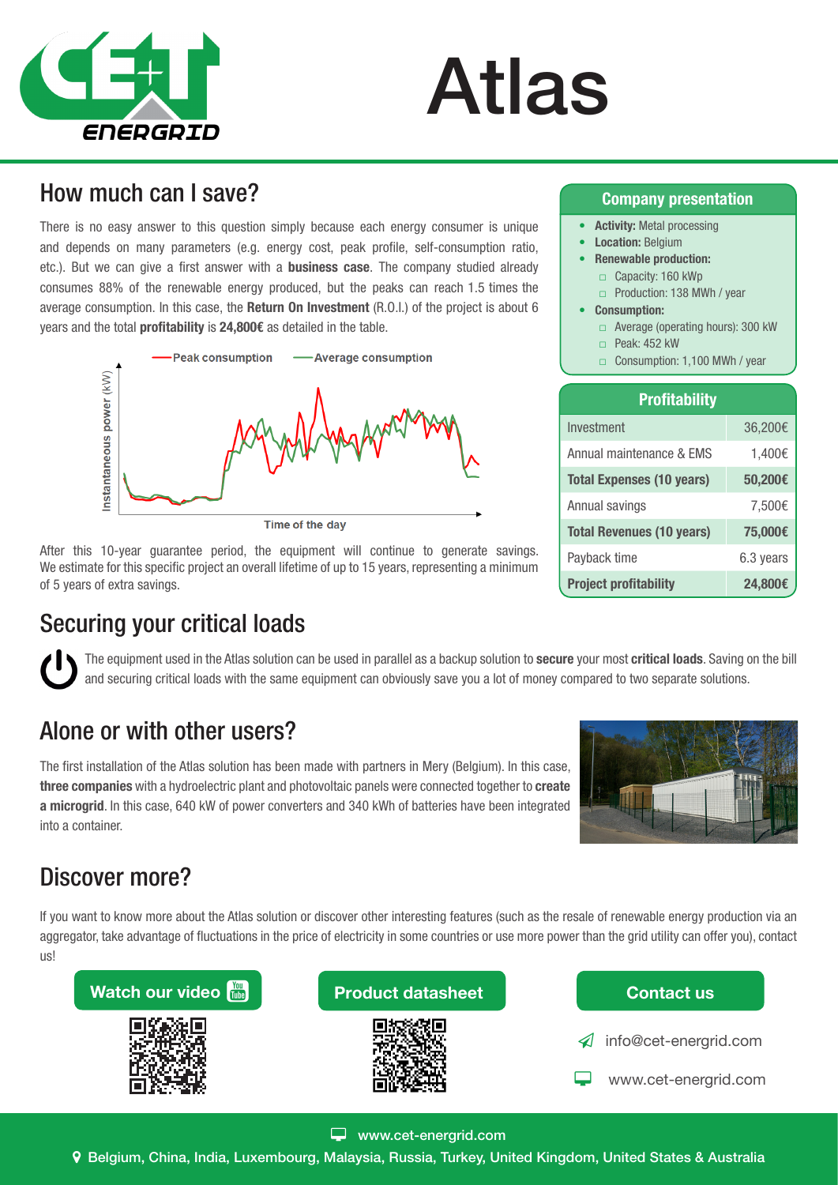# Atlas

## How much can I save?

There is no easy answer to this question simply because each energy consumer is unique and depends on many parameters (e.g. energy cost, peak profile, self-consumption ratio, etc.). But we can give a first answer with a **business case**. The company studied already consumes 88% of the renewable energy produced, but the peaks can reach 1.5 times the average consumption. In this case, the **Return On Investment** (R.O.I.) of the project is about 6 years and the total **profitability** is **24,800€** as detailed in the table.

Peak consumption
Average consumption
Instantaneous power (kW)
Time of the day

After this 10-year guarantee period, the equipment will continue to generate savings. We estimate for this specific project an overall lifetime of up to 15 years, representing a minimum of 5 years of extra savings.

### Company presentation

- **Activity:** Metal processing
- **Location:** Belgium
- **Renewable production:**
  - Capacity: 160 kWp
  - Production: 138 MWh / year
- **Consumption:**
  - Average (operating hours): 300 kW
  - Peak: 452 kW
  - Consumption: 1,100 MWh / year

### Profitability

| | |
|---|---|
| Investment | 36,200€ |
| Annual maintenance & EMS | 1,400€ |
| **Total Expenses (10 years)** | **50,200€** |
| Annual savings | 7,500€ |
| **Total Revenues (10 years)** | **75,000€** |
| Payback time | 6.3 years |
| **Project profitability** | **24,800€** |

## Securing your critical loads

The equipment used in the Atlas solution can be used in parallel as a backup solution to **secure** your most **critical loads**. Saving on the bill and securing critical loads with the same equipment can obviously save you a lot of money compared to two separate solutions.

## Alone or with other users?

The first installation of the Atlas solution has been made with partners in Mery (Belgium). In this case, **three companies** with a hydroelectric plant and photovoltaic panels were connected together to **create a microgrid**. In this case, 640 kW of power converters and 340 kWh of batteries have been integrated into a container.

## Discover more?

If you want to know more about the Atlas solution or discover other interesting features (such as the resale of renewable energy production via an aggregator, take advantage of fluctuations in the price of electricity in some countries or use more power than the grid utility can offer you), contact us!

**Watch our video**

**Product datasheet**

**Contact us**

info@cet-energrid.com

www.cet-energrid.com

www.cet-energrid.com

Belgium, China, India, Luxembourg, Malaysia, Russia, Turkey, United Kingdom, United States & Australia